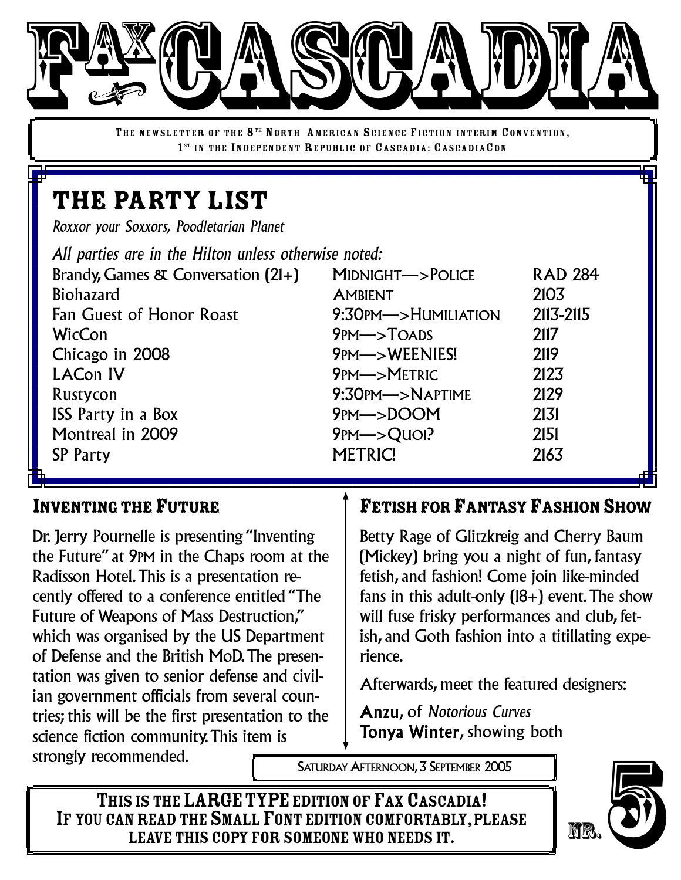# FAX CASCADIA

THE NEWSLETTER OF THE 8TH NORTH AMERICAN SCIENCE FICTION INTERIM CONVENTION, 1ST IN THE INDEPENDENT REPUBLIC OF CASCADIA: CASCADIACON

## THE PARTY LIST

*Roxxor your Soxxors, Poodletarian Planet*

*All parties are in the Hilton unless otherwise noted:*

| | | |
|---|---|---|
| Brandy, Games & Conversation (21+) | MIDNIGHT—>POLICE | RAD 284 |
| Biohazard | AMBIENT | 2103 |
| Fan Guest of Honor Roast | 9:30PM—>HUMILIATION | 2113-2115 |
| WicCon | 9PM—>TOADS | 2117 |
| Chicago in 2008 | 9PM—>WEENIES! | 2119 |
| LACon IV | 9PM—>METRIC | 2123 |
| Rustycon | 9:30PM—>NAPTIME | 2129 |
| ISS Party in a Box | 9PM—>DOOM | 2131 |
| Montreal in 2009 | 9PM—>QUOI? | 2151 |
| SP Party | METRIC! | 2163 |

### INVENTING THE FUTURE

Dr. Jerry Pournelle is presenting "Inventing the Future" at 9PM in the Chaps room at the Radisson Hotel. This is a presentation recently offered to a conference entitled "The Future of Weapons of Mass Destruction," which was organised by the US Department of Defense and the British MoD. The presentation was given to senior defense and civilian government officials from several countries; this will be the first presentation to the science fiction community. This item is strongly recommended.

### FETISH FOR FANTASY FASHION SHOW

Betty Rage of Glitzkreig and Cherry Baum (Mickey) bring you a night of fun, fantasy fetish, and fashion! Come join like-minded fans in this adult-only (18+) event. The show will fuse frisky performances and club, fetish, and Goth fashion into a titillating experience.

Afterwards, meet the featured designers:

**Anzu**, of *Notorious Curves*
**Tonya Winter**, showing both

SATURDAY AFTERNOON, 3 SEPTEMBER 2005

**THIS IS THE LARGE TYPE EDITION OF FAX CASCADIA! IF YOU CAN READ THE SMALL FONT EDITION COMFORTABLY, PLEASE LEAVE THIS COPY FOR SOMEONE WHO NEEDS IT.**

NR. 5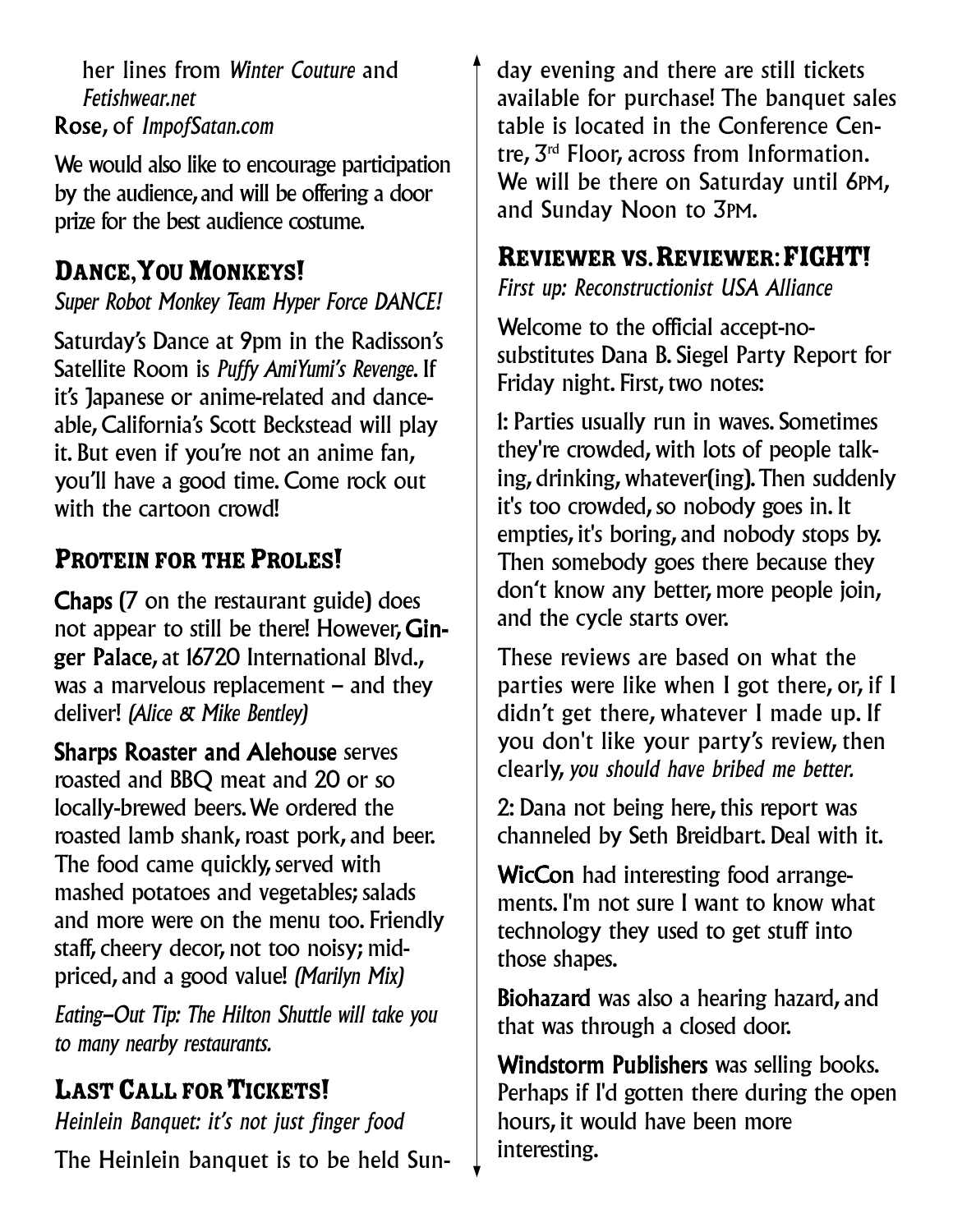her lines from *Winter Couture* and *Fetishwear.net*
**Rose**, of *ImpofSatan.com*

We would also like to encourage participation by the audience, and will be offering a door prize for the best audience costume.

## Dance, You Monkeys!

*Super Robot Monkey Team Hyper Force DANCE!*

Saturday's Dance at 9pm in the Radisson's Satellite Room is *Puffy AmiYumi's Revenge*. If it's Japanese or anime-related and danceable, California's Scott Beckstead will play it. But even if you're not an anime fan, you'll have a good time. Come rock out with the cartoon crowd!

## Protein for the Proles!

**Chaps** (7 on the restaurant guide) does not appear to still be there! However, **Ginger Palace**, at 16720 International Blvd., was a marvelous replacement – and they deliver! *(Alice & Mike Bentley)*

**Sharps Roaster and Alehouse** serves roasted and BBQ meat and 20 or so locally-brewed beers. We ordered the roasted lamb shank, roast pork, and beer. The food came quickly, served with mashed potatoes and vegetables; salads and more were on the menu too. Friendly staff, cheery decor, not too noisy; mid-priced, and a good value! *(Marilyn Mix)*

*Eating–Out Tip: The Hilton Shuttle will take you to many nearby restaurants.*

## Last Call for Tickets!

*Heinlein Banquet: it's not just finger food*

The Heinlein banquet is to be held Sunday evening and there are still tickets available for purchase! The banquet sales table is located in the Conference Centre, 3rd Floor, across from Information. We will be there on Saturday until 6PM, and Sunday Noon to 3PM.

## Reviewer vs. Reviewer: FIGHT!

*First up: Reconstructionist USA Alliance*

Welcome to the official accept-no-substitutes Dana B. Siegel Party Report for Friday night. First, two notes:

1: Parties usually run in waves. Sometimes they're crowded, with lots of people talking, drinking, whatever(ing). Then suddenly it's too crowded, so nobody goes in. It empties, it's boring, and nobody stops by. Then somebody goes there because they don't know any better, more people join, and the cycle starts over.

These reviews are based on what the parties were like when I got there, or, if I didn't get there, whatever I made up. If you don't like your party's review, then clearly, *you should have bribed me better.*

2: Dana not being here, this report was channeled by Seth Breidbart. Deal with it.

**WicCon** had interesting food arrangements. I'm not sure I want to know what technology they used to get stuff into those shapes.

**Biohazard** was also a hearing hazard, and that was through a closed door.

**Windstorm Publishers** was selling books. Perhaps if I'd gotten there during the open hours, it would have been more interesting.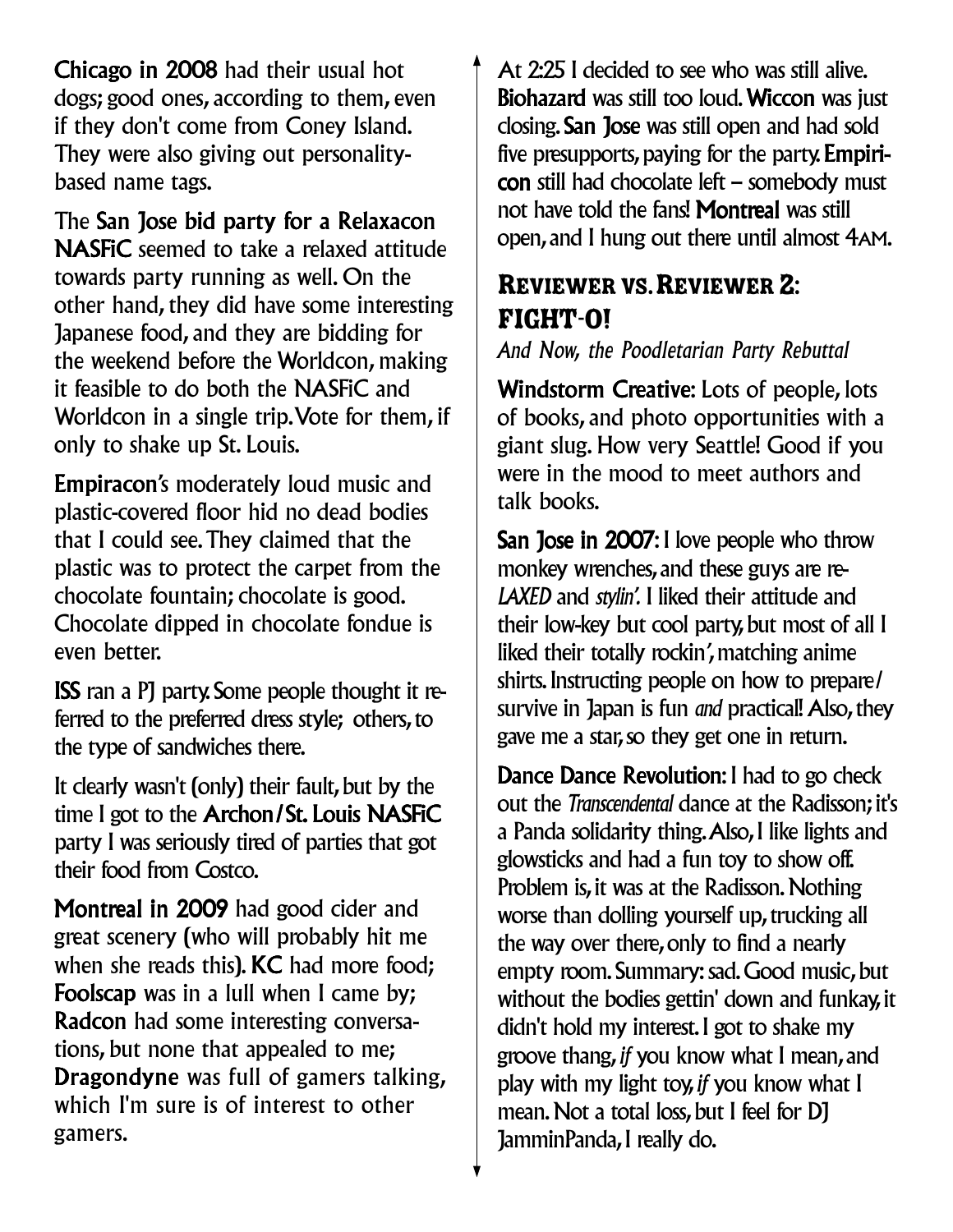**Chicago in 2008** had their usual hot dogs; good ones, according to them, even if they don't come from Coney Island. They were also giving out personality-based name tags.

The **San Jose bid party for a Relaxacon NASFiC** seemed to take a relaxed attitude towards party running as well. On the other hand, they did have some interesting Japanese food, and they are bidding for the weekend before the Worldcon, making it feasible to do both the NASFiC and Worldcon in a single trip. Vote for them, if only to shake up St. Louis.

**Empiracon**'s moderately loud music and plastic-covered floor hid no dead bodies that I could see. They claimed that the plastic was to protect the carpet from the chocolate fountain; chocolate is good. Chocolate dipped in chocolate fondue is even better.

**ISS** ran a PJ party. Some people thought it referred to the preferred dress style; others, to the type of sandwiches there.

It clearly wasn't (only) their fault, but by the time I got to the **Archon/St. Louis NASFiC** party I was seriously tired of parties that got their food from Costco.

**Montreal in 2009** had good cider and great scenery (who will probably hit me when she reads this). **KC** had more food; **Foolscap** was in a lull when I came by; **Radcon** had some interesting conversations, but none that appealed to me; **Dragondyne** was full of gamers talking, which I'm sure is of interest to other gamers.

At 2:25 I decided to see who was still alive. **Biohazard** was still too loud. **Wiccon** was just closing. **San Jose** was still open and had sold five presupports, paying for the party. **Empiricon** still had chocolate left – somebody must not have told the fans! **Montreal** was still open, and I hung out there until almost 4AM.

## Reviewer vs. Reviewer 2: FIGHT-O!

*And Now, the Poodletarian Party Rebuttal*

**Windstorm Creative**: Lots of people, lots of books, and photo opportunities with a giant slug. How very Seattle! Good if you were in the mood to meet authors and talk books.

**San Jose in 2007**: I love people who throw monkey wrenches, and these guys are re-*LAXED* and *stylin'*. I liked their attitude and their low-key but cool party, but most of all I liked their totally rockin', matching anime shirts. Instructing people on how to prepare/survive in Japan is fun *and* practical! Also, they gave me a star, so they get one in return.

**Dance Dance Revolution**: I had to go check out the *Transcendental* dance at the Radisson; it's a Panda solidarity thing. Also, I like lights and glowsticks and had a fun toy to show off. Problem is, it was at the Radisson. Nothing worse than dolling yourself up, trucking all the way over there, only to find a nearly empty room. Summary: sad. Good music, but without the bodies gettin' down and funkay, it didn't hold my interest. I got to shake my groove thang, *if* you know what I mean, and play with my light toy, *if* you know what I mean. Not a total loss, but I feel for DJ JamminPanda, I really do.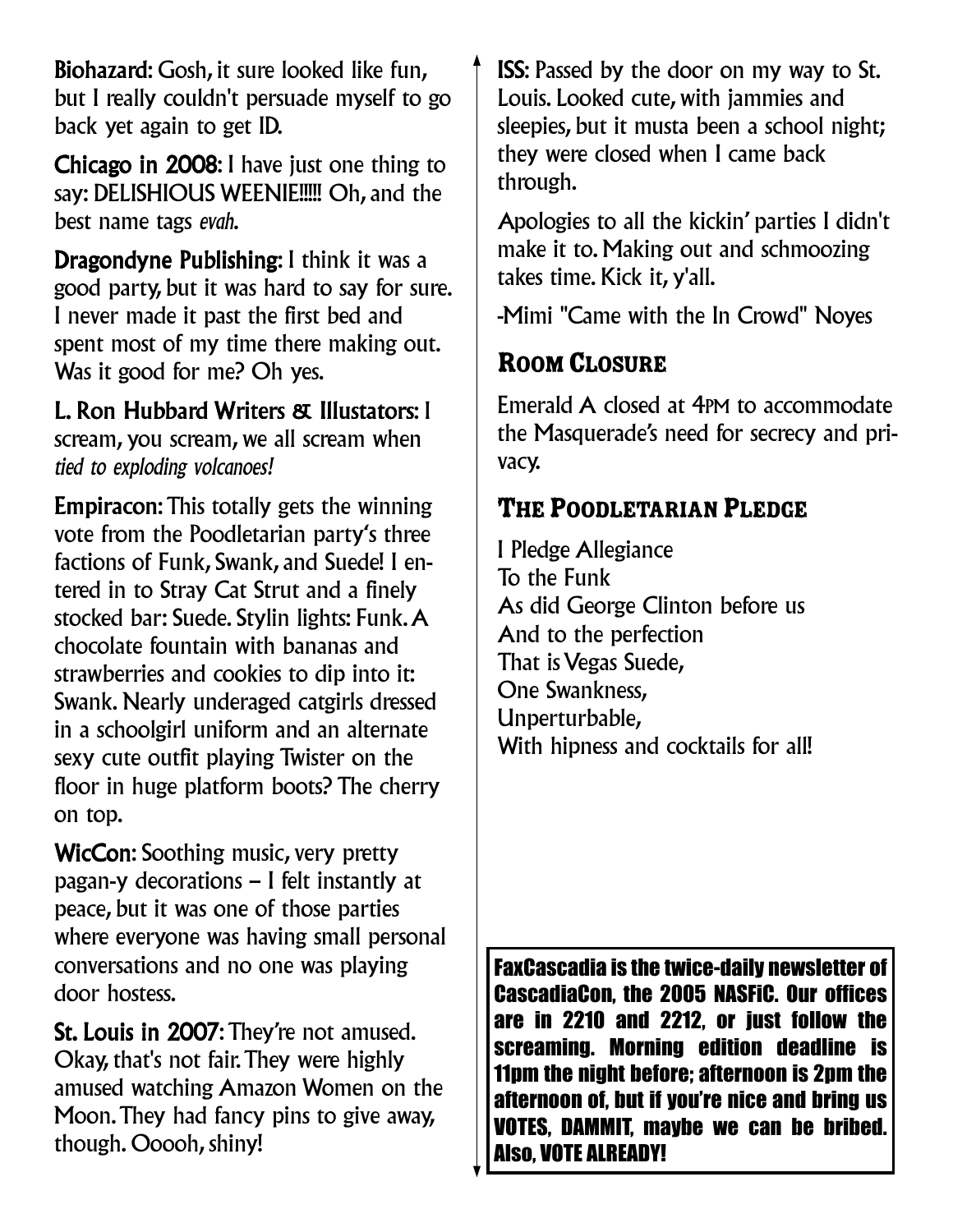**Biohazard:** Gosh, it sure looked like fun, but I really couldn't persuade myself to go back yet again to get ID.

**Chicago in 2008:** I have just one thing to say: DELISHIOUS WEENIE!!!!! Oh, and the best name tags *evah*.

**Dragondyne Publishing:** I think it was a good party, but it was hard to say for sure. I never made it past the first bed and spent most of my time there making out. Was it good for me? Oh yes.

**L. Ron Hubbard Writers & Illustators:** I scream, you scream, we all scream when *tied to exploding volcanoes!*

**Empiracon:** This totally gets the winning vote from the Poodletarian party's three factions of Funk, Swank, and Suede! I entered in to Stray Cat Strut and a finely stocked bar: Suede. Stylin lights: Funk. A chocolate fountain with bananas and strawberries and cookies to dip into it: Swank. Nearly underaged catgirls dressed in a schoolgirl uniform and an alternate sexy cute outfit playing Twister on the floor in huge platform boots? The cherry on top.

**WicCon:** Soothing music, very pretty pagan-y decorations – I felt instantly at peace, but it was one of those parties where everyone was having small personal conversations and no one was playing door hostess.

**St. Louis in 2007:** They're not amused. Okay, that's not fair. They were highly amused watching Amazon Women on the Moon. They had fancy pins to give away, though. Ooooh, shiny!

**ISS:** Passed by the door on my way to St. Louis. Looked cute, with jammies and sleepies, but it musta been a school night; they were closed when I came back through.

Apologies to all the kickin' parties I didn't make it to. Making out and schmoozing takes time. Kick it, y'all.

-Mimi "Came with the In Crowd" Noyes

## Room Closure

Emerald A closed at 4PM to accommodate the Masquerade's need for secrecy and privacy.

## The Poodletarian Pledge

I Pledge Allegiance  
To the Funk  
As did George Clinton before us  
And to the perfection  
That is Vegas Suede,  
One Swankness,  
Unperturbable,  
With hipness and cocktails for all!

**FaxCascadia is the twice-daily newsletter of CascadiaCon, the 2005 NASFiC. Our offices are in 2210 and 2212, or just follow the screaming. Morning edition deadline is 11pm the night before; afternoon is 2pm the afternoon of, but if you're nice and bring us VOTES, DAMMIT, maybe we can be bribed. Also, VOTE ALREADY!**